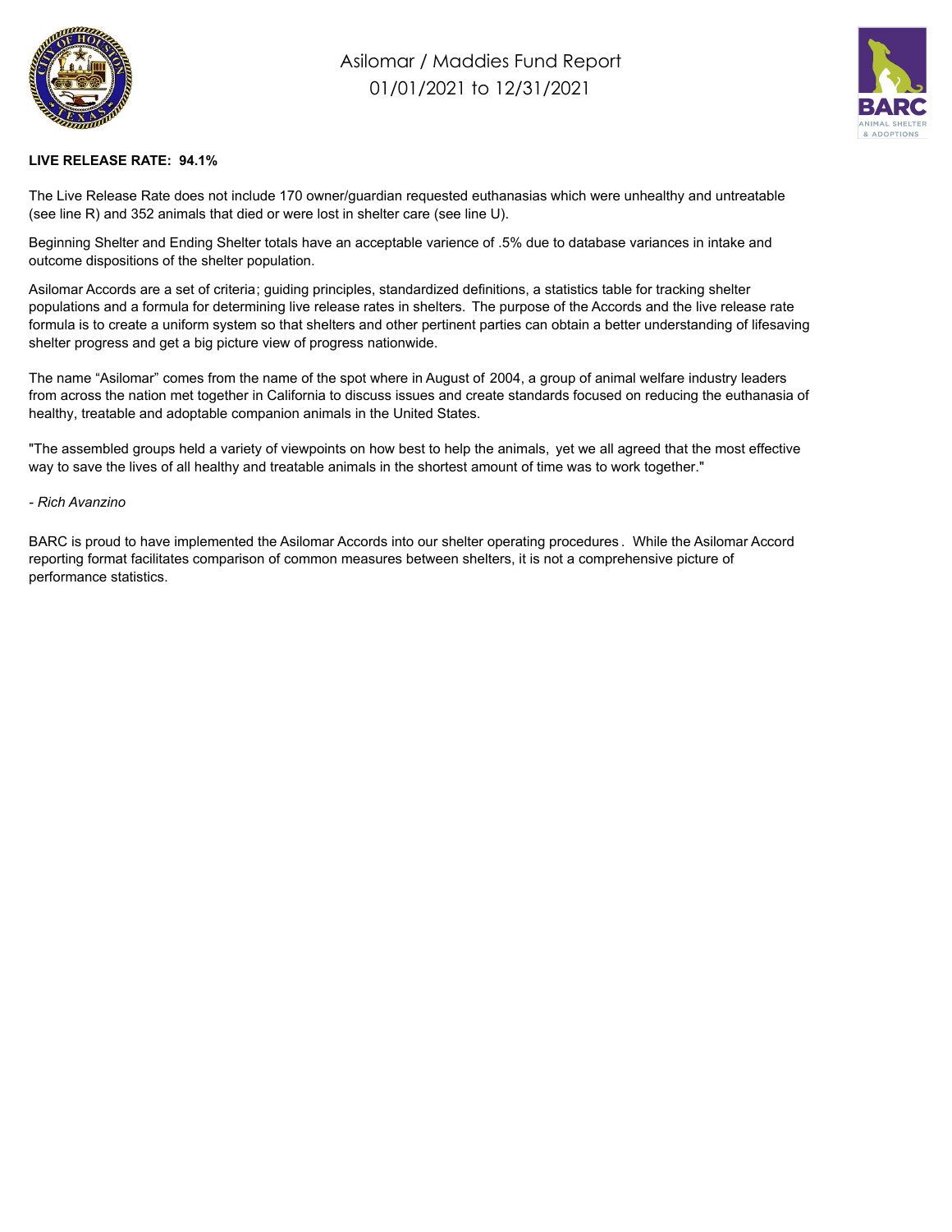# Asilomar / Maddies Fund Report
## 01/01/2021 to 12/31/2021

**LIVE RELEASE RATE: 94.1%**

The Live Release Rate does not include 170 owner/guardian requested euthanasias which were unhealthy and untreatable (see line R) and 352 animals that died or were lost in shelter care (see line U).

Beginning Shelter and Ending Shelter totals have an acceptable varience of .5% due to database variances in intake and outcome dispositions of the shelter population.

Asilomar Accords are a set of criteria; guiding principles, standardized definitions, a statistics table for tracking shelter populations and a formula for determining live release rates in shelters. The purpose of the Accords and the live release rate formula is to create a uniform system so that shelters and other pertinent parties can obtain a better understanding of lifesaving shelter progress and get a big picture view of progress nationwide.

The name "Asilomar" comes from the name of the spot where in August of 2004, a group of animal welfare industry leaders from across the nation met together in California to discuss issues and create standards focused on reducing the euthanasia of healthy, treatable and adoptable companion animals in the United States.

"The assembled groups held a variety of viewpoints on how best to help the animals, yet we all agreed that the most effective way to save the lives of all healthy and treatable animals in the shortest amount of time was to work together."

*- Rich Avanzino*

BARC is proud to have implemented the Asilomar Accords into our shelter operating procedures. While the Asilomar Accord reporting format facilitates comparison of common measures between shelters, it is not a comprehensive picture of performance statistics.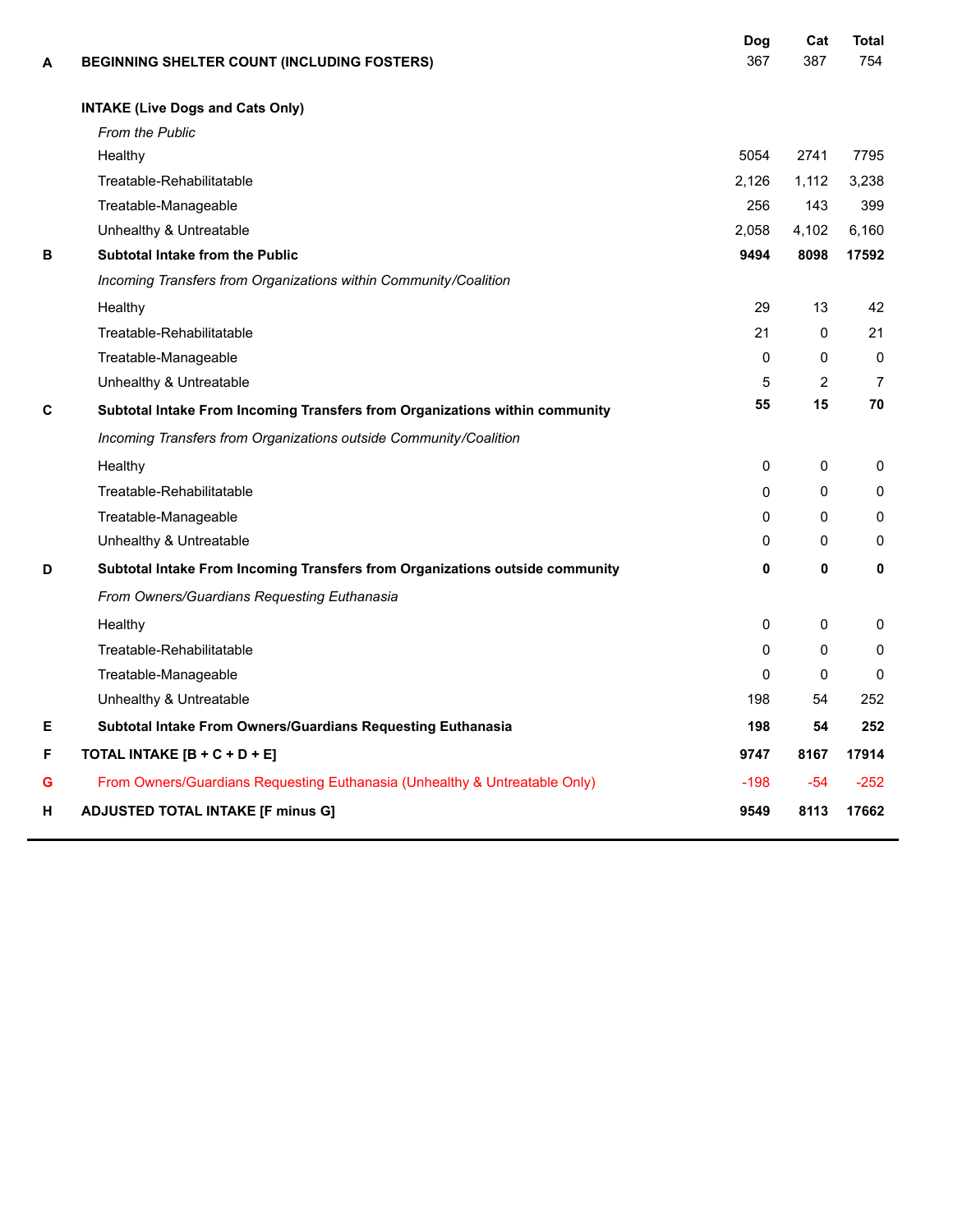| | | Dog | Cat | Total |
|---|---|---|---|---|
| A | **BEGINNING SHELTER COUNT (INCLUDING FOSTERS)** | 367 | 387 | 754 |
| | **INTAKE (Live Dogs and Cats Only)** | | | |
| | *From the Public* | | | |
| | Healthy | 5054 | 2741 | 7795 |
| | Treatable-Rehabilitatable | 2,126 | 1,112 | 3,238 |
| | Treatable-Manageable | 256 | 143 | 399 |
| | Unhealthy & Untreatable | 2,058 | 4,102 | 6,160 |
| B | **Subtotal Intake from the Public** | **9494** | **8098** | **17592** |
| | *Incoming Transfers from Organizations within Community/Coalition* | | | |
| | Healthy | 29 | 13 | 42 |
| | Treatable-Rehabilitatable | 21 | 0 | 21 |
| | Treatable-Manageable | 0 | 0 | 0 |
| | Unhealthy & Untreatable | 5 | 2 | 7 |
| C | **Subtotal Intake From Incoming Transfers from Organizations within community** | **55** | **15** | **70** |
| | *Incoming Transfers from Organizations outside Community/Coalition* | | | |
| | Healthy | 0 | 0 | 0 |
| | Treatable-Rehabilitatable | 0 | 0 | 0 |
| | Treatable-Manageable | 0 | 0 | 0 |
| | Unhealthy & Untreatable | 0 | 0 | 0 |
| D | **Subtotal Intake From Incoming Transfers from Organizations outside community** | **0** | **0** | **0** |
| | *From Owners/Guardians Requesting Euthanasia* | | | |
| | Healthy | 0 | 0 | 0 |
| | Treatable-Rehabilitatable | 0 | 0 | 0 |
| | Treatable-Manageable | 0 | 0 | 0 |
| | Unhealthy & Untreatable | 198 | 54 | 252 |
| E | **Subtotal Intake From Owners/Guardians Requesting Euthanasia** | **198** | **54** | **252** |
| F | **TOTAL INTAKE [B + C + D + E]** | **9747** | **8167** | **17914** |
| G | From Owners/Guardians Requesting Euthanasia (Unhealthy & Untreatable Only) | -198 | -54 | -252 |
| H | **ADJUSTED TOTAL INTAKE [F minus G]** | **9549** | **8113** | **17662** |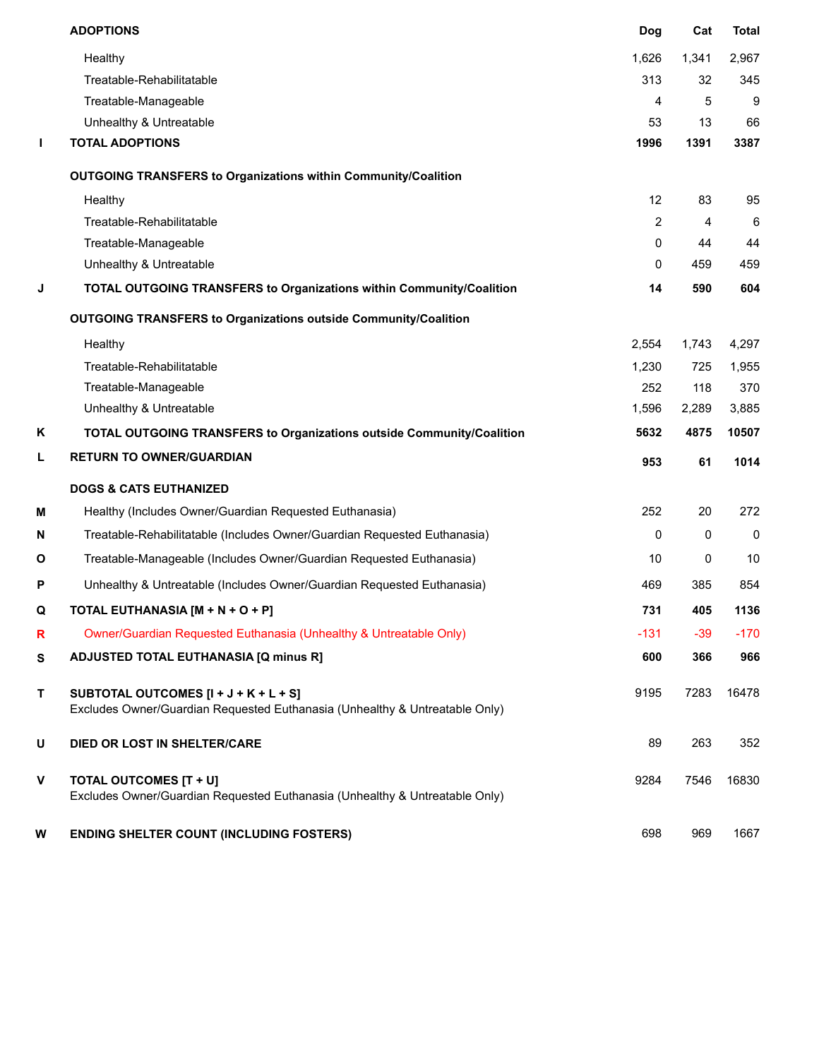| | | Dog | Cat | Total |
|---|---|---|---|---|
| | **ADOPTIONS** | | | |
| | Healthy | 1,626 | 1,341 | 2,967 |
| | Treatable-Rehabilitatable | 313 | 32 | 345 |
| | Treatable-Manageable | 4 | 5 | 9 |
| | Unhealthy & Untreatable | 53 | 13 | 66 |
| **I** | **TOTAL ADOPTIONS** | **1996** | **1391** | **3387** |
| | **OUTGOING TRANSFERS to Organizations within Community/Coalition** | | | |
| | Healthy | 12 | 83 | 95 |
| | Treatable-Rehabilitatable | 2 | 4 | 6 |
| | Treatable-Manageable | 0 | 44 | 44 |
| | Unhealthy & Untreatable | 0 | 459 | 459 |
| **J** | **TOTAL OUTGOING TRANSFERS to Organizations within Community/Coalition** | **14** | **590** | **604** |
| | **OUTGOING TRANSFERS to Organizations outside Community/Coalition** | | | |
| | Healthy | 2,554 | 1,743 | 4,297 |
| | Treatable-Rehabilitatable | 1,230 | 725 | 1,955 |
| | Treatable-Manageable | 252 | 118 | 370 |
| | Unhealthy & Untreatable | 1,596 | 2,289 | 3,885 |
| **K** | **TOTAL OUTGOING TRANSFERS to Organizations outside Community/Coalition** | **5632** | **4875** | **10507** |
| **L** | **RETURN TO OWNER/GUARDIAN** | **953** | **61** | **1014** |
| | **DOGS & CATS EUTHANIZED** | | | |
| **M** | Healthy (Includes Owner/Guardian Requested Euthanasia) | 252 | 20 | 272 |
| **N** | Treatable-Rehabilitatable (Includes Owner/Guardian Requested Euthanasia) | 0 | 0 | 0 |
| **O** | Treatable-Manageable (Includes Owner/Guardian Requested Euthanasia) | 10 | 0 | 10 |
| **P** | Unhealthy & Untreatable (Includes Owner/Guardian Requested Euthanasia) | 469 | 385 | 854 |
| **Q** | **TOTAL EUTHANASIA [M + N + O + P]** | **731** | **405** | **1136** |
| **R** | Owner/Guardian Requested Euthanasia (Unhealthy & Untreatable Only) | -131 | -39 | -170 |
| **S** | **ADJUSTED TOTAL EUTHANASIA [Q minus R]** | **600** | **366** | **966** |
| **T** | **SUBTOTAL OUTCOMES [I + J + K + L + S]** Excludes Owner/Guardian Requested Euthanasia (Unhealthy & Untreatable Only) | 9195 | 7283 | 16478 |
| **U** | **DIED OR LOST IN SHELTER/CARE** | 89 | 263 | 352 |
| **V** | **TOTAL OUTCOMES [T + U]** Excludes Owner/Guardian Requested Euthanasia (Unhealthy & Untreatable Only) | 9284 | 7546 | 16830 |
| **W** | **ENDING SHELTER COUNT (INCLUDING FOSTERS)** | 698 | 969 | 1667 |